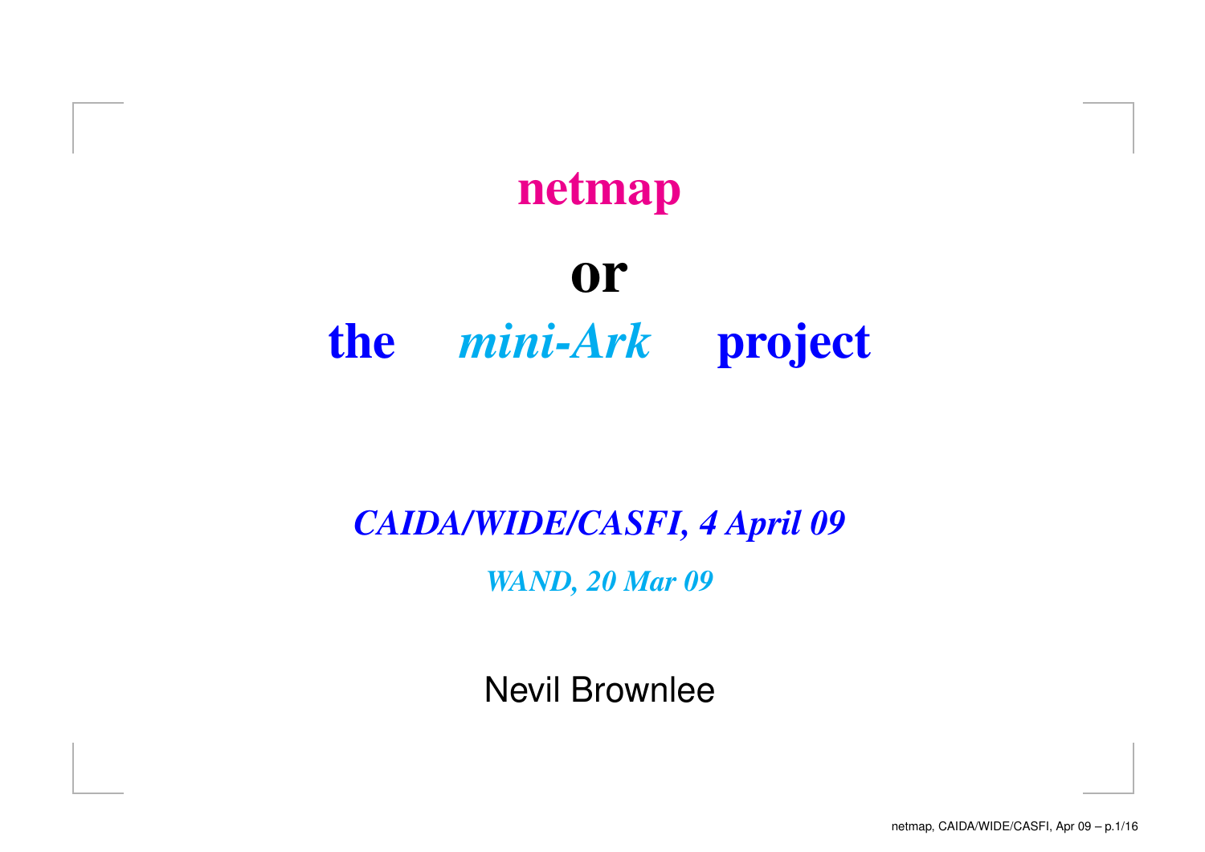# netmap

# or

# the *mini-Ark* project

***CAIDA/WIDE/CASFI, 4 April 09***

***WAND, 20 Mar 09***

Nevil Brownlee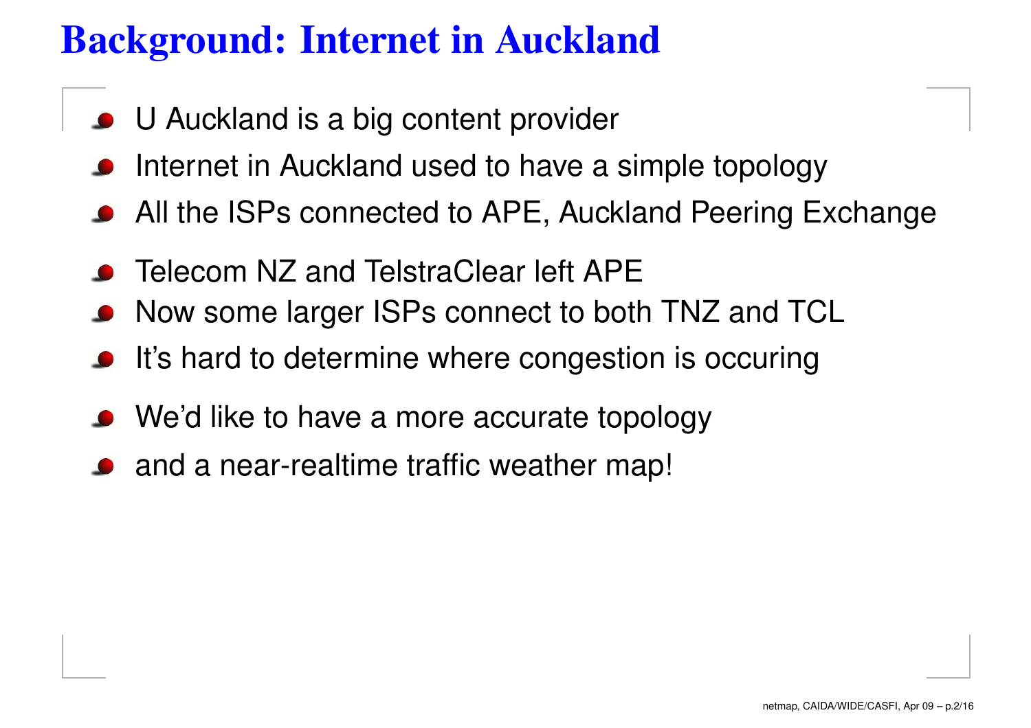# Background: Internet in Auckland

- U Auckland is a big content provider
- Internet in Auckland used to have a simple topology
- All the ISPs connected to APE, Auckland Peering Exchange

- Telecom NZ and TelstraClear left APE
- Now some larger ISPs connect to both TNZ and TCL
- It's hard to determine where congestion is occuring

- We'd like to have a more accurate topology
- and a near-realtime traffic weather map!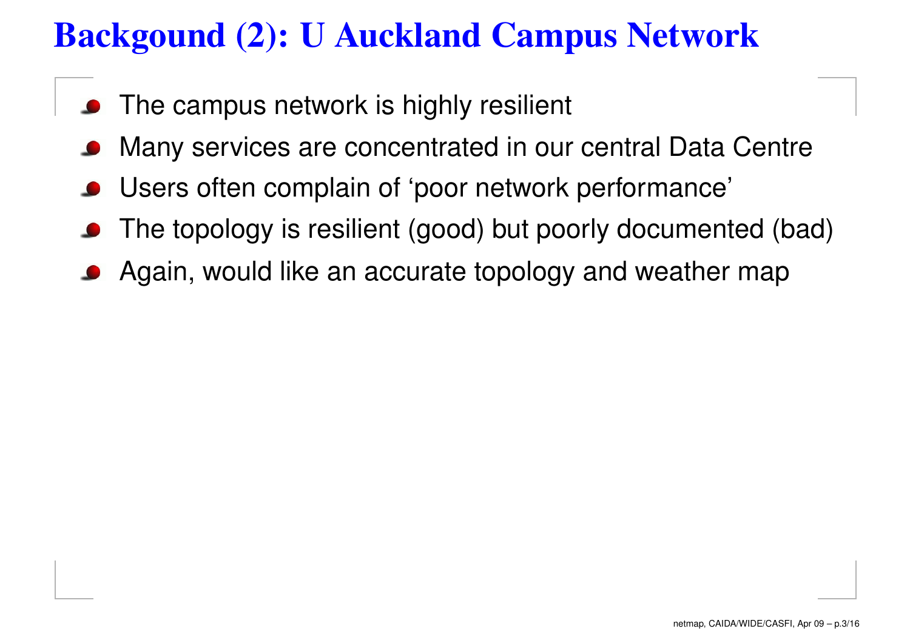# Backgound (2): U Auckland Campus Network

- The campus network is highly resilient
- Many services are concentrated in our central Data Centre
- Users often complain of 'poor network performance'
- The topology is resilient (good) but poorly documented (bad)
- Again, would like an accurate topology and weather map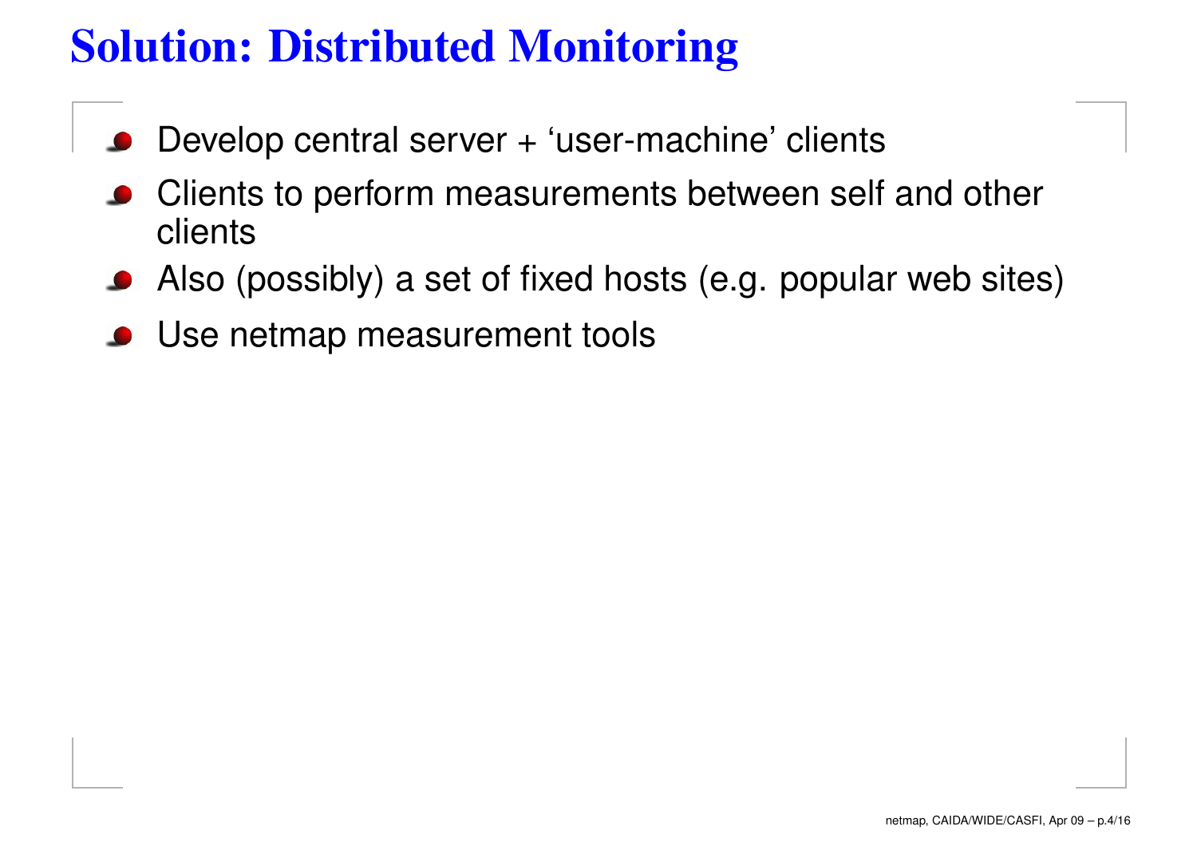# Solution: Distributed Monitoring

- Develop central server + ‘user-machine’ clients
- Clients to perform measurements between self and other clients
- Also (possibly) a set of fixed hosts (e.g. popular web sites)
- Use netmap measurement tools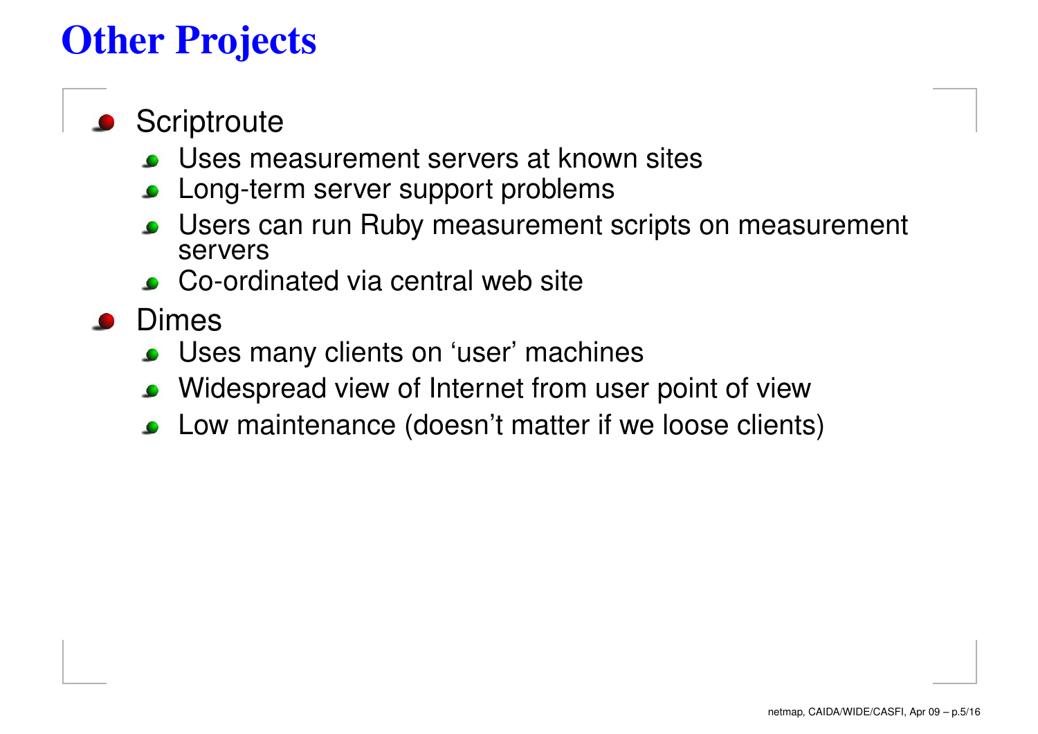# Other Projects

- Scriptroute
  - Uses measurement servers at known sites
  - Long-term server support problems
  - Users can run Ruby measurement scripts on measurement servers
  - Co-ordinated via central web site
- Dimes
  - Uses many clients on ‘user’ machines
  - Widespread view of Internet from user point of view
  - Low maintenance (doesn’t matter if we loose clients)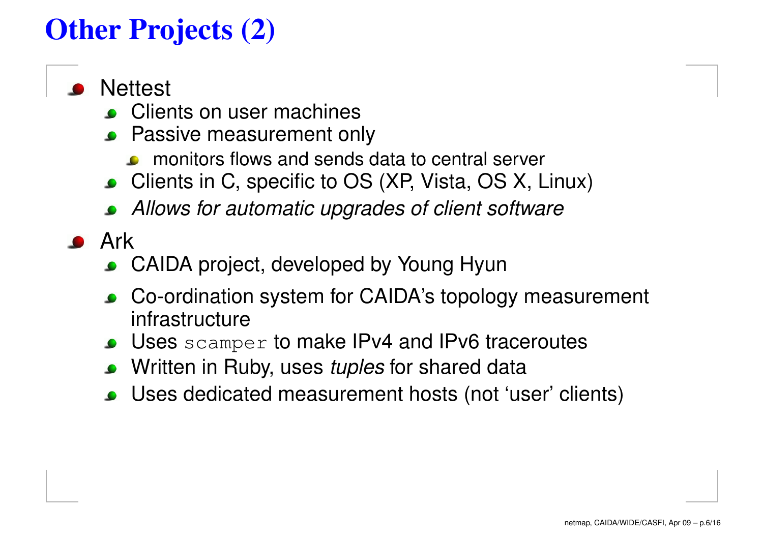# Other Projects (2)

- Nettest
  - Clients on user machines
  - Passive measurement only
    - monitors flows and sends data to central server
  - Clients in C, specific to OS (XP, Vista, OS X, Linux)
  - *Allows for automatic upgrades of client software*
- Ark
  - CAIDA project, developed by Young Hyun
  - Co-ordination system for CAIDA's topology measurement infrastructure
  - Uses `scamper` to make IPv4 and IPv6 traceroutes
  - Written in Ruby, uses *tuples* for shared data
  - Uses dedicated measurement hosts (not 'user' clients)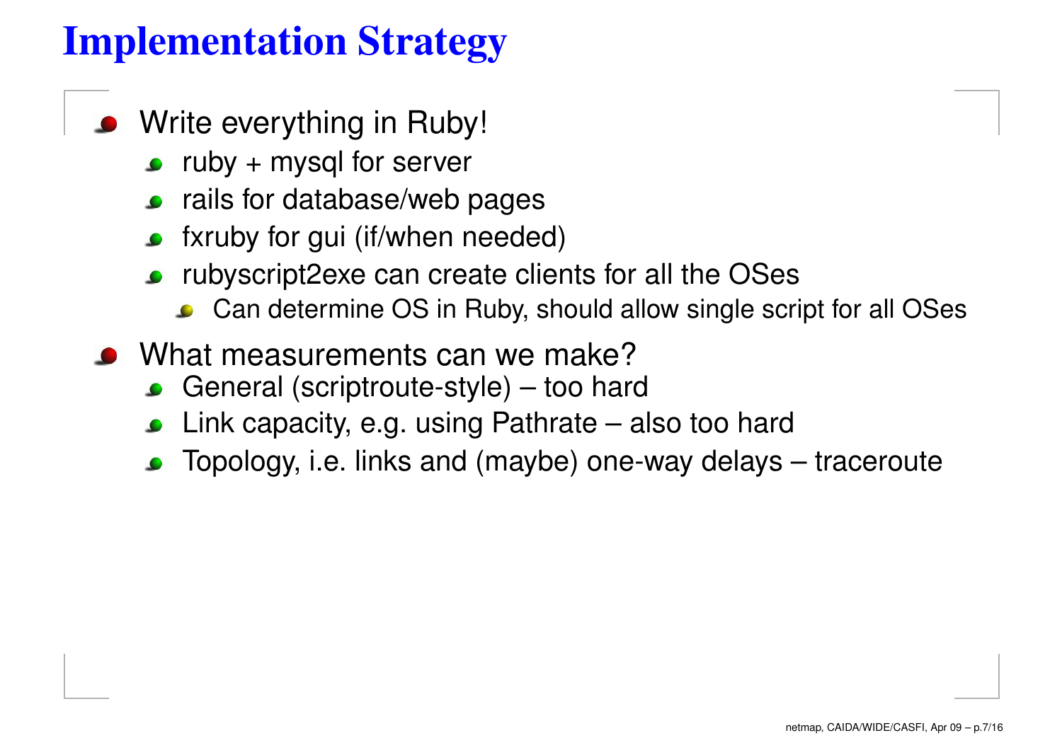# Implementation Strategy

- Write everything in Ruby!
  - ruby + mysql for server
  - rails for database/web pages
  - fxruby for gui (if/when needed)
  - rubyscript2exe can create clients for all the OSes
    - Can determine OS in Ruby, should allow single script for all OSes
- What measurements can we make?
  - General (scriptroute-style) – too hard
  - Link capacity, e.g. using Pathrate – also too hard
  - Topology, i.e. links and (maybe) one-way delays – traceroute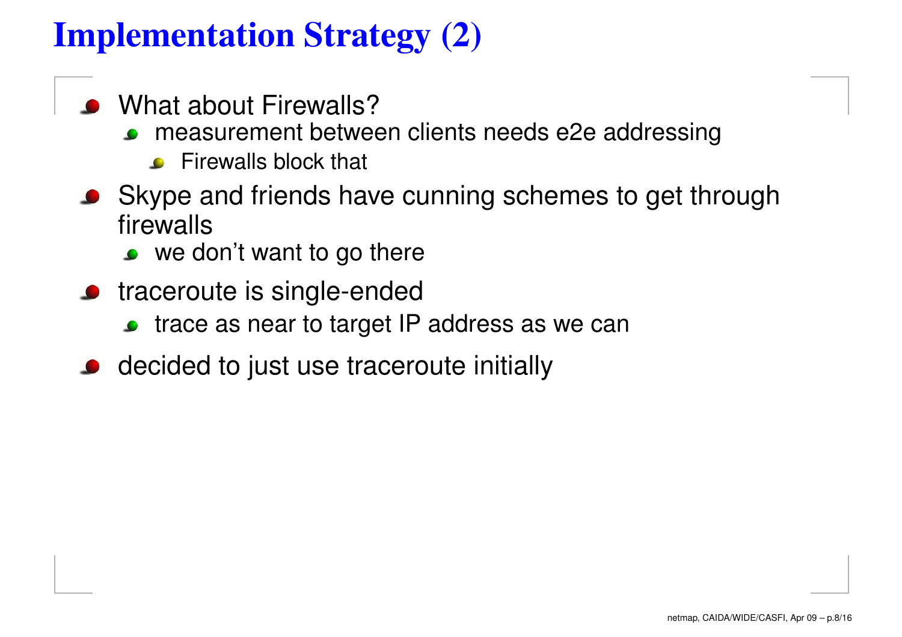# Implementation Strategy (2)

- What about Firewalls?
  - measurement between clients needs e2e addressing
    - Firewalls block that
- Skype and friends have cunning schemes to get through firewalls
  - we don't want to go there
- traceroute is single-ended
  - trace as near to target IP address as we can
- decided to just use traceroute initially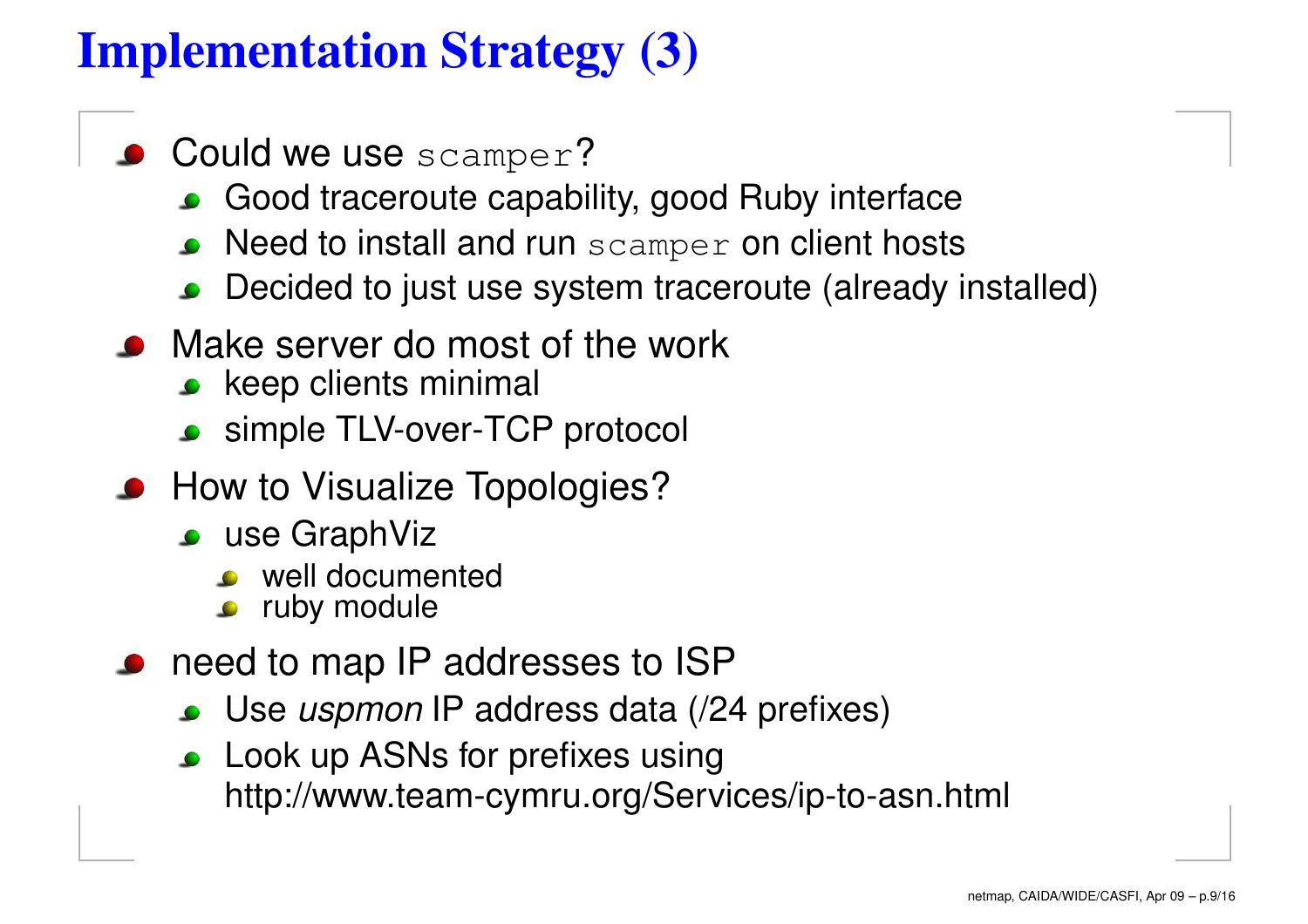# Implementation Strategy (3)

- Could we use `scamper`?
  - Good traceroute capability, good Ruby interface
  - Need to install and run `scamper` on client hosts
  - Decided to just use system traceroute (already installed)
- Make server do most of the work
  - keep clients minimal
  - simple TLV-over-TCP protocol
- How to Visualize Topologies?
  - use GraphViz
    - well documented
    - ruby module
- need to map IP addresses to ISP
  - Use *uspmon* IP address data (/24 prefixes)
  - Look up ASNs for prefixes using http://www.team-cymru.org/Services/ip-to-asn.html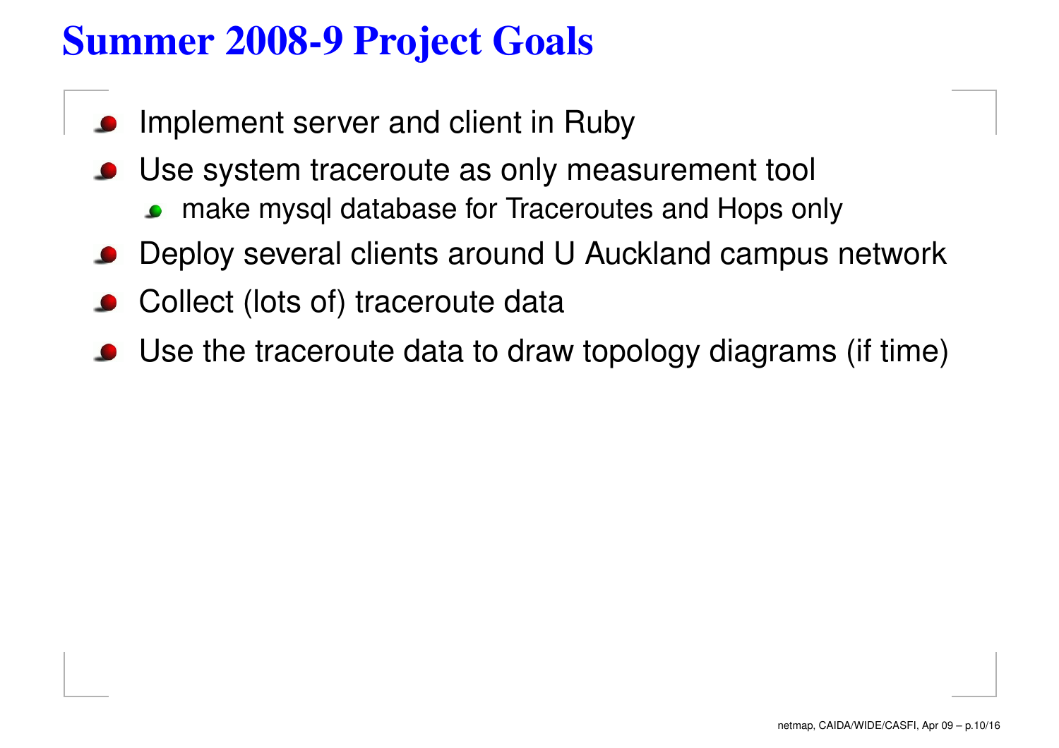# Summer 2008-9 Project Goals

- Implement server and client in Ruby
- Use system traceroute as only measurement tool
  - make mysql database for Traceroutes and Hops only
- Deploy several clients around U Auckland campus network
- Collect (lots of) traceroute data
- Use the traceroute data to draw topology diagrams (if time)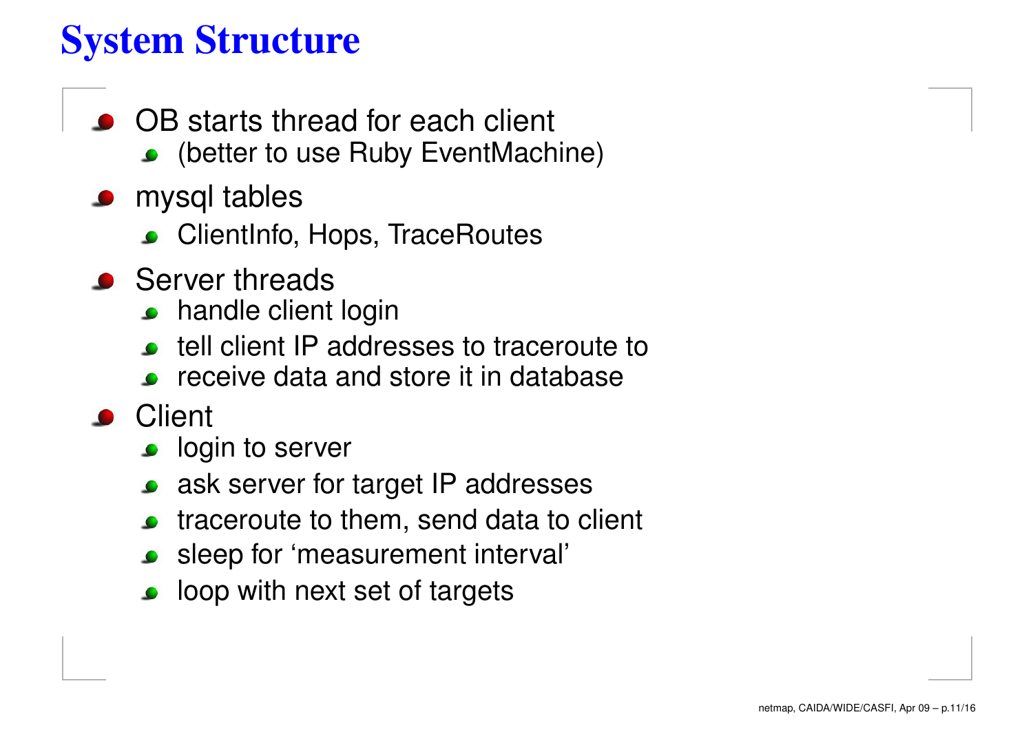# System Structure

- OB starts thread for each client
  - (better to use Ruby EventMachine)
- mysql tables
  - ClientInfo, Hops, TraceRoutes
- Server threads
  - handle client login
  - tell client IP addresses to traceroute to
  - receive data and store it in database
- Client
  - login to server
  - ask server for target IP addresses
  - traceroute to them, send data to client
  - sleep for 'measurement interval'
  - loop with next set of targets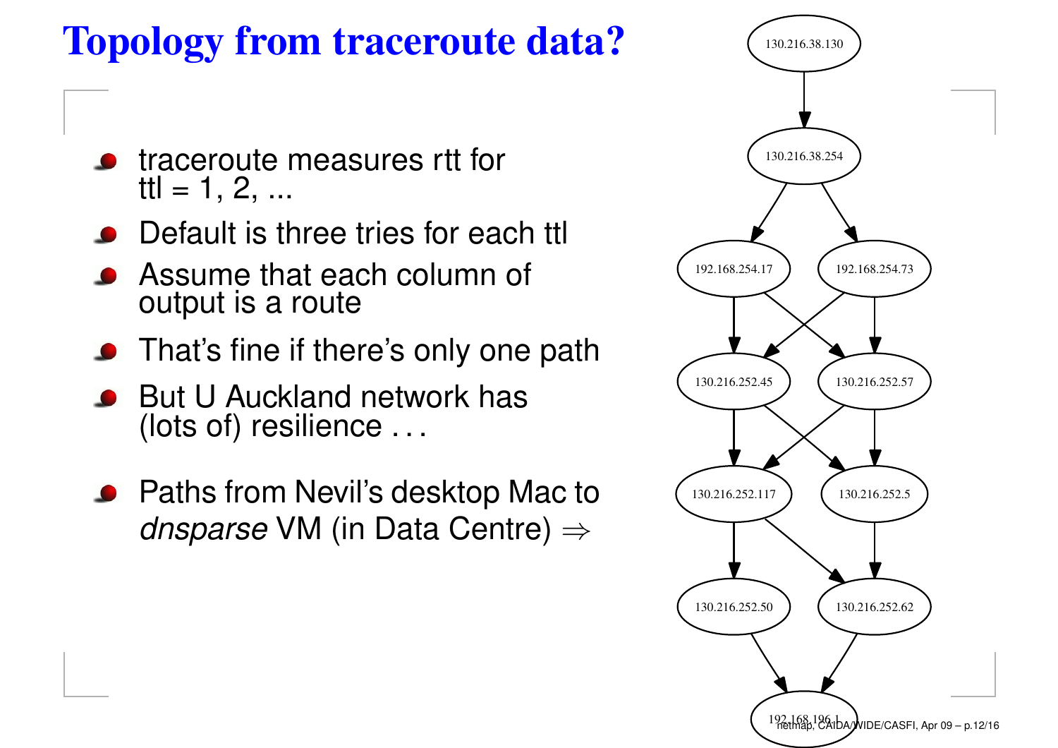# Topology from traceroute data?

- traceroute measures rtt for ttl = 1, 2, ...
- Default is three tries for each ttl
- Assume that each column of output is a route
- That's fine if there's only one path
- But U Auckland network has (lots of) resilience . . .
- Paths from Nevil's desktop Mac to *dnsparse* VM (in Data Centre) ⇒

130.216.38.130
130.216.38.254
192.168.254.17
192.168.254.73
130.216.252.45
130.216.252.57
130.216.252.117
130.216.252.5
130.216.252.50
130.216.252.62
192.168.196.1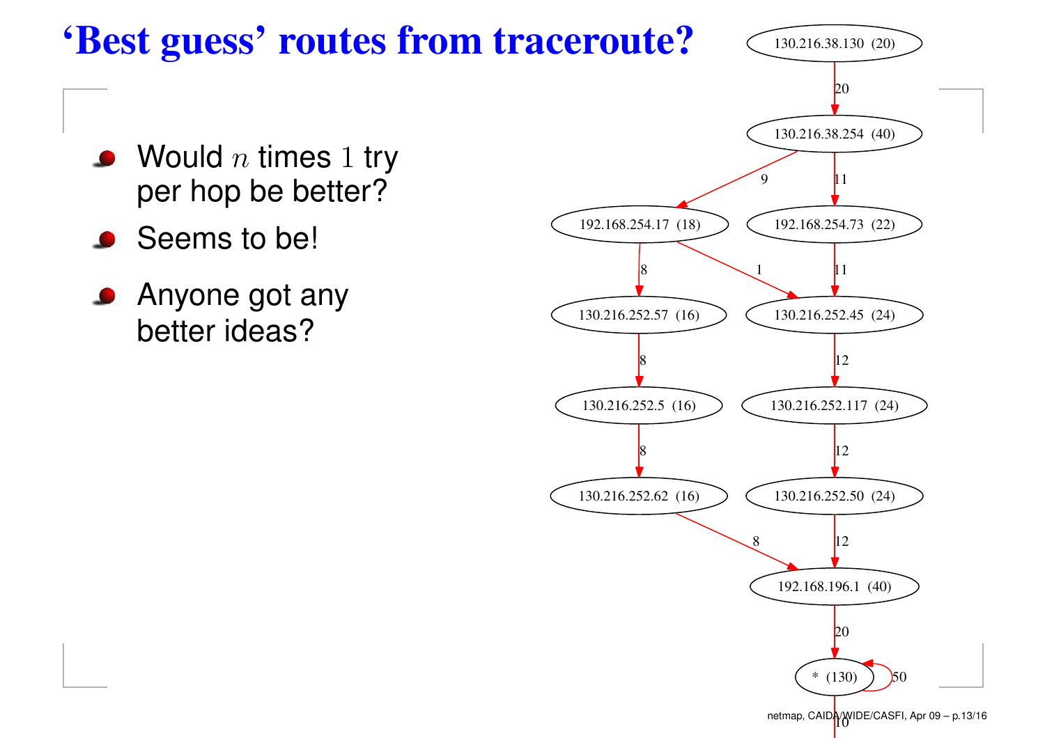# 'Best guess' routes from traceroute?

- Would $n$ times $1$ try per hop be better?
- Seems to be!
- Anyone got any better ideas?

130.216.38.130 (20)

20

130.216.38.254 (40)

9

11

192.168.254.17 (18)

192.168.254.73 (22)

8

1

11

130.216.252.57 (16)

130.216.252.45 (24)

8

12

130.216.252.5 (16)

130.216.252.117 (24)

8

12

130.216.252.62 (16)

130.216.252.50 (24)

8

12

192.168.196.1 (40)

20

* (130)

50

10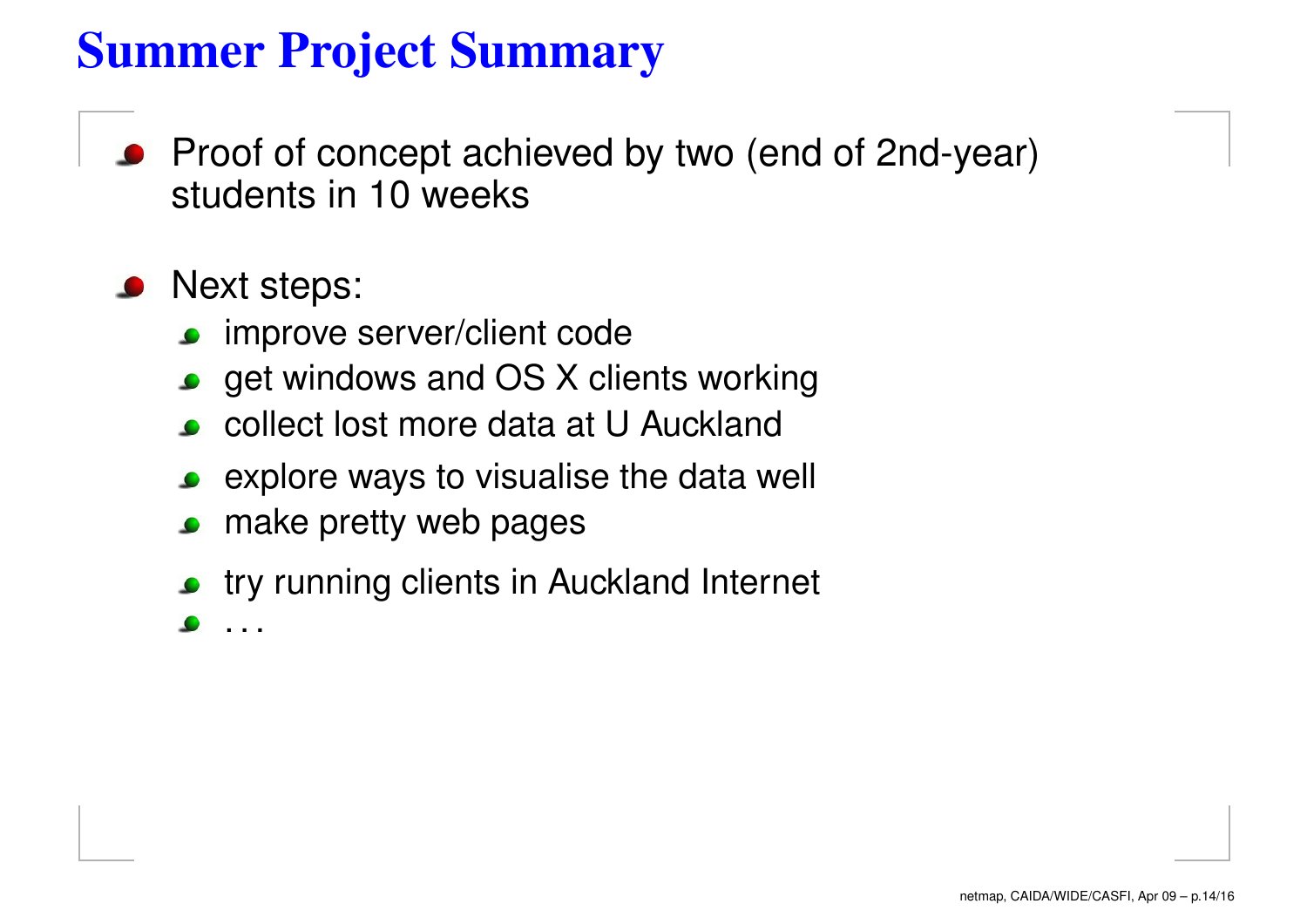# Summer Project Summary

- Proof of concept achieved by two (end of 2nd-year) students in 10 weeks
- Next steps:
  - improve server/client code
  - get windows and OS X clients working
  - collect lost more data at U Auckland
  - explore ways to visualise the data well
  - make pretty web pages
  - try running clients in Auckland Internet
  - . . .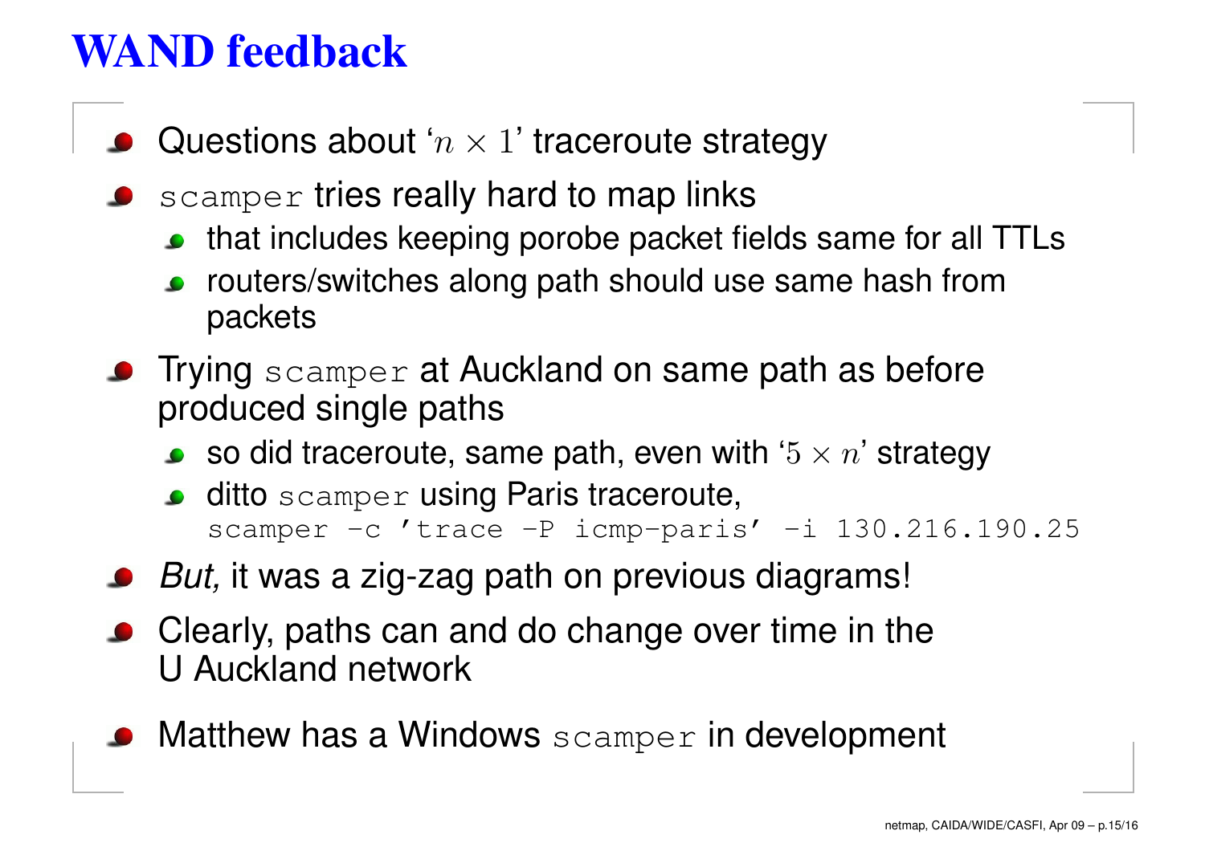# WAND feedback

- Questions about '$n \times 1$' traceroute strategy
- `scamper` tries really hard to map links
  - that includes keeping porobe packet fields same for all TTLs
  - routers/switches along path should use same hash from packets
- Trying `scamper` at Auckland on same path as before produced single paths
  - so did traceroute, same path, even with '$5 \times n$' strategy
  - ditto `scamper` using Paris traceroute,
    `scamper -c 'trace -P icmp-paris' -i 130.216.190.25`
- *But,* it was a zig-zag path on previous diagrams!
- Clearly, paths can and do change over time in the U Auckland network
- Matthew has a Windows `scamper` in development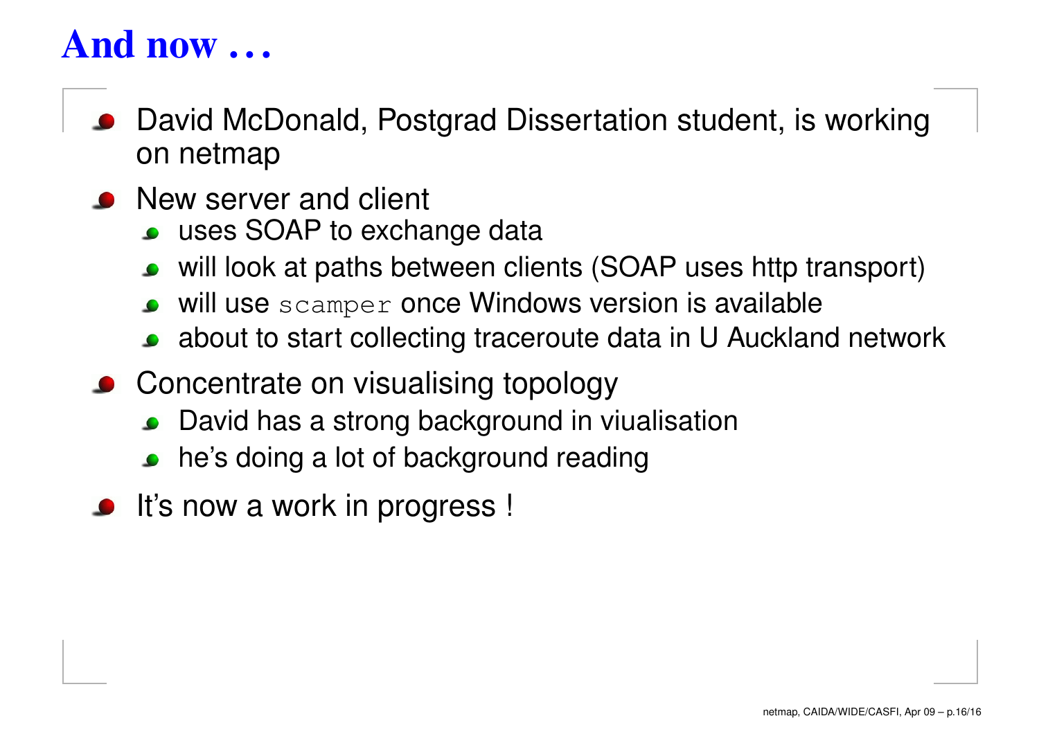# And now . . .

- David McDonald, Postgrad Dissertation student, is working on netmap
- New server and client
  - uses SOAP to exchange data
  - will look at paths between clients (SOAP uses http transport)
  - will use `scamper` once Windows version is available
  - about to start collecting traceroute data in U Auckland network
- Concentrate on visualising topology
  - David has a strong background in viualisation
  - he's doing a lot of background reading
- It's now a work in progress !